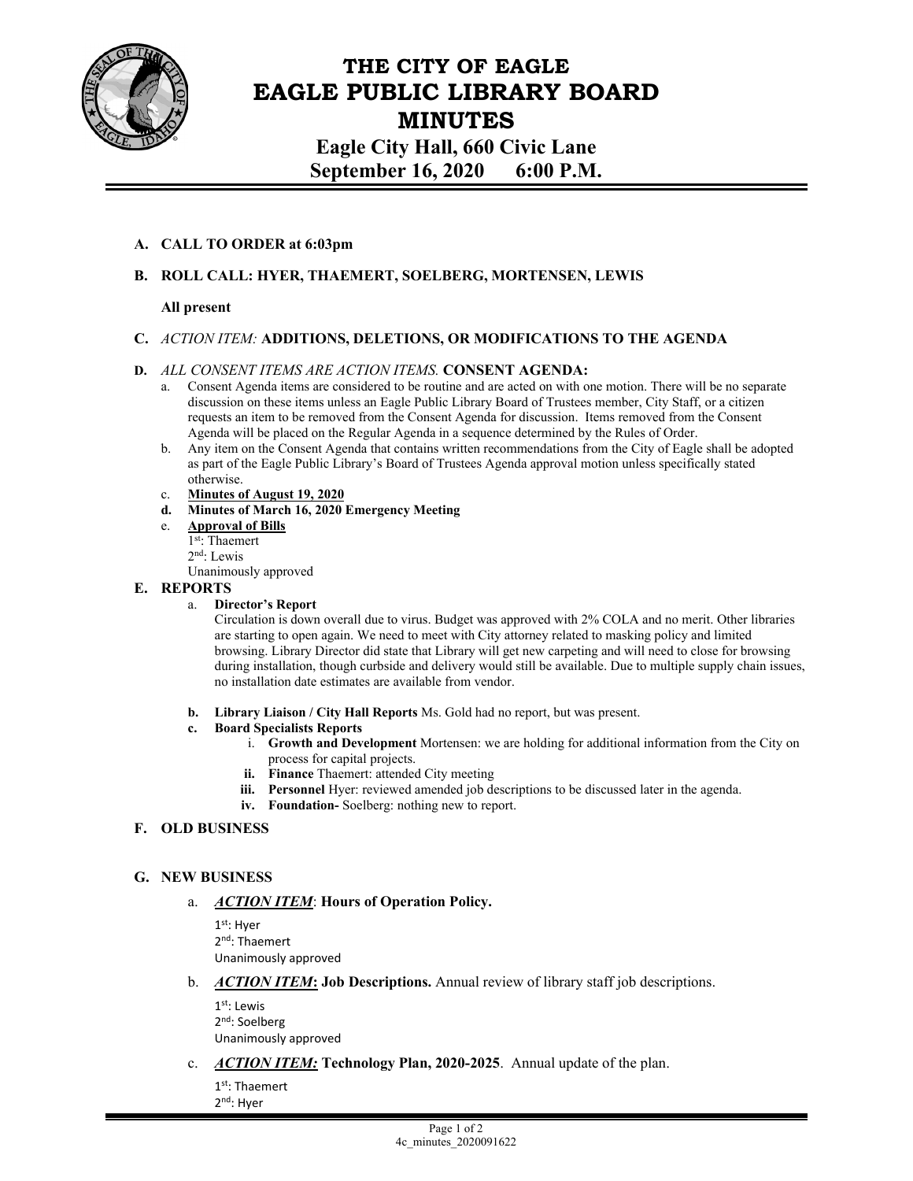# THE CITY OF EAGLE
# EAGLE PUBLIC LIBRARY BOARD
# MINUTES

**Eagle City Hall, 660 Civic Lane**
**September 16, 2020 6:00 P.M.**

**A. CALL TO ORDER at 6:03pm**

**B. ROLL CALL: HYER, THAEMERT, SOELBERG, MORTENSEN, LEWIS**

**All present**

**C.** *ACTION ITEM:* **ADDITIONS, DELETIONS, OR MODIFICATIONS TO THE AGENDA**

**D.** *ALL CONSENT ITEMS ARE ACTION ITEMS.* **CONSENT AGENDA:**

a. Consent Agenda items are considered to be routine and are acted on with one motion. There will be no separate discussion on these items unless an Eagle Public Library Board of Trustees member, City Staff, or a citizen requests an item to be removed from the Consent Agenda for discussion. Items removed from the Consent Agenda will be placed on the Regular Agenda in a sequence determined by the Rules of Order.

b. Any item on the Consent Agenda that contains written recommendations from the City of Eagle shall be adopted as part of the Eagle Public Library's Board of Trustees Agenda approval motion unless specifically stated otherwise.

c. **Minutes of August 19, 2020**

d. **Minutes of March 16, 2020 Emergency Meeting**

e. **Approval of Bills**
1st: Thaemert
2nd: Lewis
Unanimously approved

**E. REPORTS**

a. **Director's Report**
Circulation is down overall due to virus. Budget was approved with 2% COLA and no merit. Other libraries are starting to open again. We need to meet with City attorney related to masking policy and limited browsing. Library Director did state that Library will get new carpeting and will need to close for browsing during installation, though curbside and delivery would still be available. Due to multiple supply chain issues, no installation date estimates are available from vendor.

b. **Library Liaison / City Hall Reports** Ms. Gold had no report, but was present.

c. **Board Specialists Reports**

i. **Growth and Development** Mortensen: we are holding for additional information from the City on process for capital projects.

ii. **Finance** Thaemert: attended City meeting

iii. **Personnel** Hyer: reviewed amended job descriptions to be discussed later in the agenda.

iv. **Foundation-** Soelberg: nothing new to report.

**F. OLD BUSINESS**

**G. NEW BUSINESS**

a. ***ACTION ITEM***: **Hours of Operation Policy.**
1st: Hyer
2nd: Thaemert
Unanimously approved

b. ***ACTION ITEM*****: Job Descriptions.** Annual review of library staff job descriptions.
1st: Lewis
2nd: Soelberg
Unanimously approved

c. ***ACTION ITEM:*** **Technology Plan, 2020-2025**. Annual update of the plan.
1st: Thaemert
2nd: Hyer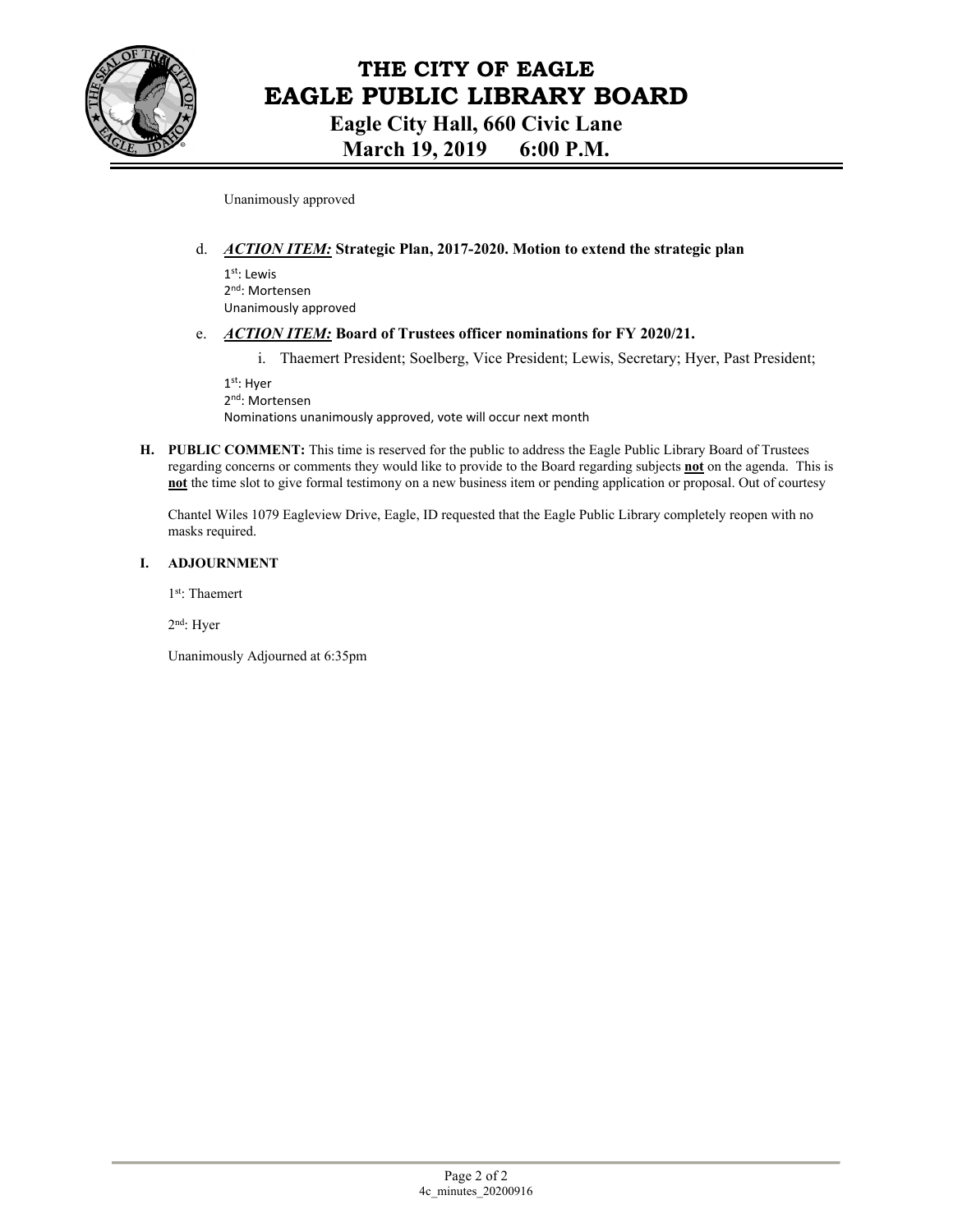# THE CITY OF EAGLE
# EAGLE PUBLIC LIBRARY BOARD
## Eagle City Hall, 660 Civic Lane
## March 19, 2019 6:00 P.M.

Unanimously approved

d. ***ACTION ITEM:*** **Strategic Plan, 2017-2020. Motion to extend the strategic plan**

1st: Lewis
2nd: Mortensen
Unanimously approved

e. ***ACTION ITEM:*** **Board of Trustees officer nominations for FY 2020/21.**

i. Thaemert President; Soelberg, Vice President; Lewis, Secretary; Hyer, Past President;

1st: Hyer
2nd: Mortensen
Nominations unanimously approved, vote will occur next month

**H. PUBLIC COMMENT:** This time is reserved for the public to address the Eagle Public Library Board of Trustees regarding concerns or comments they would like to provide to the Board regarding subjects **not** on the agenda. This is **not** the time slot to give formal testimony on a new business item or pending application or proposal. Out of courtesy

Chantel Wiles 1079 Eagleview Drive, Eagle, ID requested that the Eagle Public Library completely reopen with no masks required.

**I. ADJOURNMENT**

1st: Thaemert

2nd: Hyer

Unanimously Adjourned at 6:35pm

4c_minutes_20200916